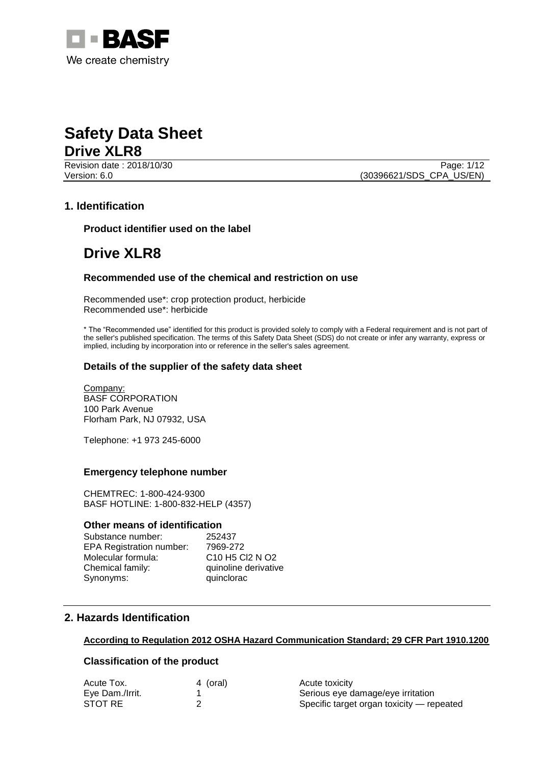BASF
We create chemistry

# Safety Data Sheet
## Drive XLR8

Revision date : 2018/10/30
Version: 6.0
(30396621/SDS_CPA_US/EN)

## 1. Identification

### Product identifier used on the label

# Drive XLR8

### Recommended use of the chemical and restriction on use

Recommended use*: crop protection product, herbicide
Recommended use*: herbicide

* The "Recommended use" identified for this product is provided solely to comply with a Federal requirement and is not part of the seller's published specification. The terms of this Safety Data Sheet (SDS) do not create or infer any warranty, express or implied, including by incorporation into or reference in the seller's sales agreement.

### Details of the supplier of the safety data sheet

Company:
BASF CORPORATION
100 Park Avenue
Florham Park, NJ 07932, USA

Telephone: +1 973 245-6000

### Emergency telephone number

CHEMTREC: 1-800-424-9300
BASF HOTLINE: 1-800-832-HELP (4357)

### Other means of identification

| | |
|---|---|
| Substance number: | 252437 |
| EPA Registration number: | 7969-272 |
| Molecular formula: | C10 H5 Cl2 N O2 |
| Chemical family: | quinoline derivative |
| Synonyms: | quinclorac |

## 2. Hazards Identification

**According to Regulation 2012 OSHA Hazard Communication Standard; 29 CFR Part 1910.1200**

### Classification of the product

| | | |
|---|---|---|
| Acute Tox. | 4 (oral) | Acute toxicity |
| Eye Dam./Irrit. | 1 | Serious eye damage/eye irritation |
| STOT RE | 2 | Specific target organ toxicity — repeated |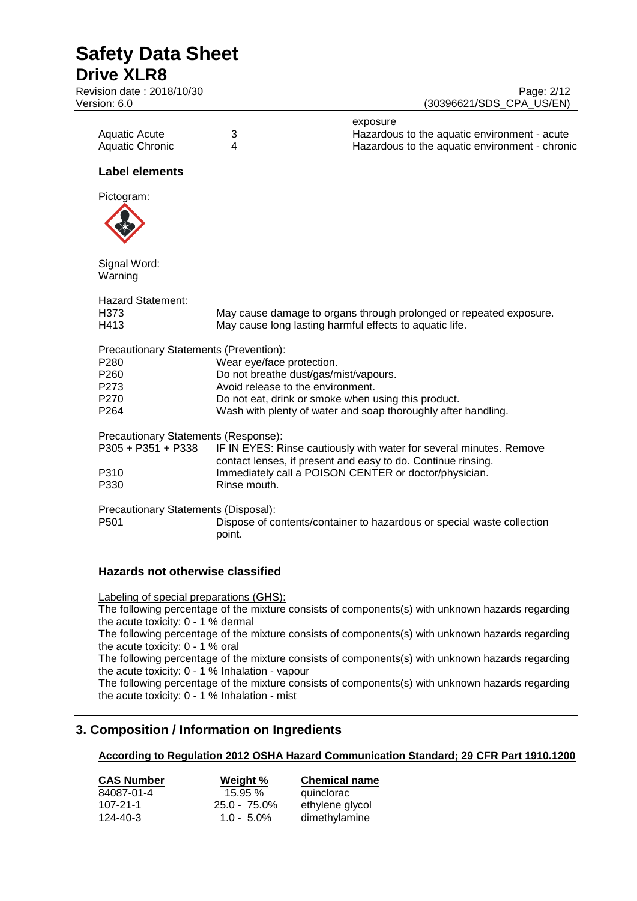| | | |
|---|---|---|
| | | exposure |
| Aquatic Acute | 3 | Hazardous to the aquatic environment - acute |
| Aquatic Chronic | 4 | Hazardous to the aquatic environment - chronic |

### Label elements

Pictogram:

Signal Word:
Warning

Hazard Statement:

| | |
|---|---|
| H373 | May cause damage to organs through prolonged or repeated exposure. |
| H413 | May cause long lasting harmful effects to aquatic life. |

Precautionary Statements (Prevention):

| | |
|---|---|
| P280 | Wear eye/face protection. |
| P260 | Do not breathe dust/gas/mist/vapours. |
| P273 | Avoid release to the environment. |
| P270 | Do not eat, drink or smoke when using this product. |
| P264 | Wash with plenty of water and soap thoroughly after handling. |

Precautionary Statements (Response):

| | |
|---|---|
| P305 + P351 + P338 | IF IN EYES: Rinse cautiously with water for several minutes. Remove contact lenses, if present and easy to do. Continue rinsing. |
| P310 | Immediately call a POISON CENTER or doctor/physician. |
| P330 | Rinse mouth. |

Precautionary Statements (Disposal):

| | |
|---|---|
| P501 | Dispose of contents/container to hazardous or special waste collection point. |

### Hazards not otherwise classified

Labeling of special preparations (GHS):
The following percentage of the mixture consists of components(s) with unknown hazards regarding the acute toxicity: 0 - 1 % dermal
The following percentage of the mixture consists of components(s) with unknown hazards regarding the acute toxicity: 0 - 1 % oral
The following percentage of the mixture consists of components(s) with unknown hazards regarding the acute toxicity: 0 - 1 % Inhalation - vapour
The following percentage of the mixture consists of components(s) with unknown hazards regarding the acute toxicity: 0 - 1 % Inhalation - mist

## 3. Composition / Information on Ingredients

**According to Regulation 2012 OSHA Hazard Communication Standard; 29 CFR Part 1910.1200**

| CAS Number | Weight % | Chemical name |
|---|---|---|
| 84087-01-4 | 15.95 % | quinclorac |
| 107-21-1 | 25.0 - 75.0% | ethylene glycol |
| 124-40-3 | 1.0 - 5.0% | dimethylamine |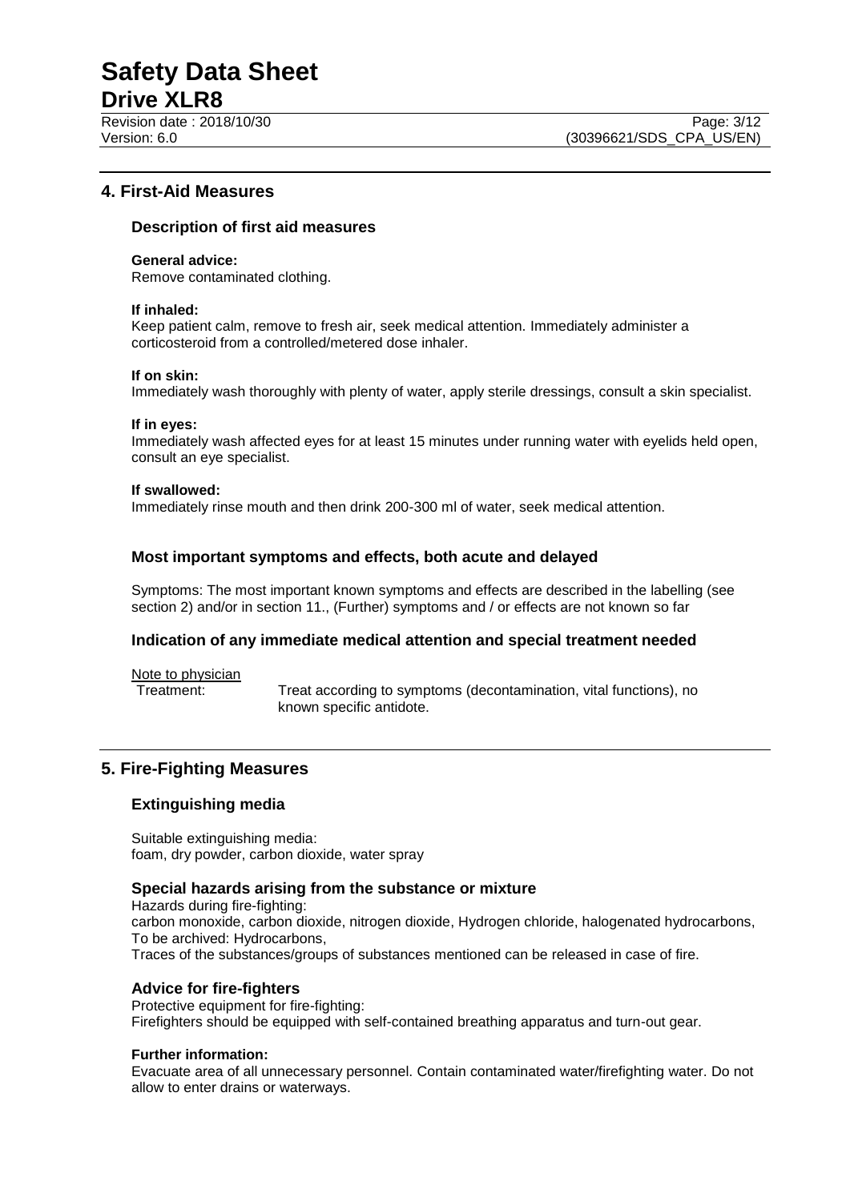## 4. First-Aid Measures

### Description of first aid measures

**General advice:**
Remove contaminated clothing.

**If inhaled:**
Keep patient calm, remove to fresh air, seek medical attention. Immediately administer a corticosteroid from a controlled/metered dose inhaler.

**If on skin:**
Immediately wash thoroughly with plenty of water, apply sterile dressings, consult a skin specialist.

**If in eyes:**
Immediately wash affected eyes for at least 15 minutes under running water with eyelids held open, consult an eye specialist.

**If swallowed:**
Immediately rinse mouth and then drink 200-300 ml of water, seek medical attention.

### Most important symptoms and effects, both acute and delayed

Symptoms: The most important known symptoms and effects are described in the labelling (see section 2) and/or in section 11., (Further) symptoms and / or effects are not known so far

### Indication of any immediate medical attention and special treatment needed

Note to physician

Treatment: Treat according to symptoms (decontamination, vital functions), no known specific antidote.

## 5. Fire-Fighting Measures

### Extinguishing media

Suitable extinguishing media:
foam, dry powder, carbon dioxide, water spray

### Special hazards arising from the substance or mixture

Hazards during fire-fighting:
carbon monoxide, carbon dioxide, nitrogen dioxide, Hydrogen chloride, halogenated hydrocarbons,
To be archived: Hydrocarbons,
Traces of the substances/groups of substances mentioned can be released in case of fire.

### Advice for fire-fighters

Protective equipment for fire-fighting:
Firefighters should be equipped with self-contained breathing apparatus and turn-out gear.

**Further information:**
Evacuate area of all unnecessary personnel. Contain contaminated water/firefighting water. Do not allow to enter drains or waterways.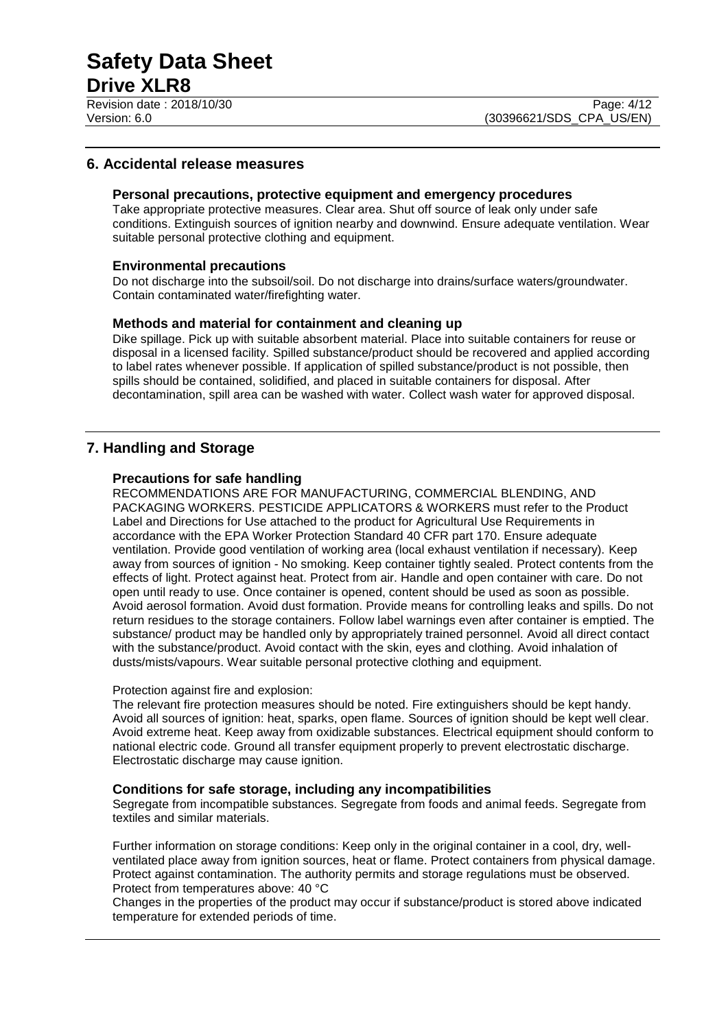## 6. Accidental release measures

### Personal precautions, protective equipment and emergency procedures

Take appropriate protective measures. Clear area. Shut off source of leak only under safe conditions. Extinguish sources of ignition nearby and downwind. Ensure adequate ventilation. Wear suitable personal protective clothing and equipment.

### Environmental precautions

Do not discharge into the subsoil/soil. Do not discharge into drains/surface waters/groundwater. Contain contaminated water/firefighting water.

### Methods and material for containment and cleaning up

Dike spillage. Pick up with suitable absorbent material. Place into suitable containers for reuse or disposal in a licensed facility. Spilled substance/product should be recovered and applied according to label rates whenever possible. If application of spilled substance/product is not possible, then spills should be contained, solidified, and placed in suitable containers for disposal. After decontamination, spill area can be washed with water. Collect wash water for approved disposal.

## 7. Handling and Storage

### Precautions for safe handling

RECOMMENDATIONS ARE FOR MANUFACTURING, COMMERCIAL BLENDING, AND PACKAGING WORKERS. PESTICIDE APPLICATORS & WORKERS must refer to the Product Label and Directions for Use attached to the product for Agricultural Use Requirements in accordance with the EPA Worker Protection Standard 40 CFR part 170. Ensure adequate ventilation. Provide good ventilation of working area (local exhaust ventilation if necessary). Keep away from sources of ignition - No smoking. Keep container tightly sealed. Protect contents from the effects of light. Protect against heat. Protect from air. Handle and open container with care. Do not open until ready to use. Once container is opened, content should be used as soon as possible. Avoid aerosol formation. Avoid dust formation. Provide means for controlling leaks and spills. Do not return residues to the storage containers. Follow label warnings even after container is emptied. The substance/ product may be handled only by appropriately trained personnel. Avoid all direct contact with the substance/product. Avoid contact with the skin, eyes and clothing. Avoid inhalation of dusts/mists/vapours. Wear suitable personal protective clothing and equipment.

Protection against fire and explosion:

The relevant fire protection measures should be noted. Fire extinguishers should be kept handy. Avoid all sources of ignition: heat, sparks, open flame. Sources of ignition should be kept well clear. Avoid extreme heat. Keep away from oxidizable substances. Electrical equipment should conform to national electric code. Ground all transfer equipment properly to prevent electrostatic discharge. Electrostatic discharge may cause ignition.

### Conditions for safe storage, including any incompatibilities

Segregate from incompatible substances. Segregate from foods and animal feeds. Segregate from textiles and similar materials.

Further information on storage conditions: Keep only in the original container in a cool, dry, well-ventilated place away from ignition sources, heat or flame. Protect containers from physical damage. Protect against contamination. The authority permits and storage regulations must be observed. Protect from temperatures above: 40 °C

Changes in the properties of the product may occur if substance/product is stored above indicated temperature for extended periods of time.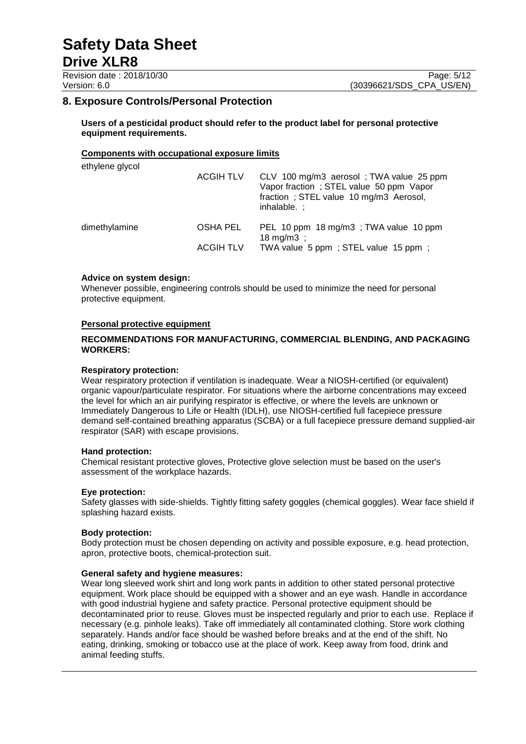## 8. Exposure Controls/Personal Protection

**Users of a pesticidal product should refer to the product label for personal protective equipment requirements.**

**Components with occupational exposure limits**

| Component | Source | Limits |
|---|---|---|
| ethylene glycol | ACGIH TLV | CLV 100 mg/m3 aerosol ; TWA value 25 ppm Vapor fraction ; STEL value 50 ppm Vapor fraction ; STEL value 10 mg/m3 Aerosol, inhalable. ; |
| dimethylamine | OSHA PEL | PEL 10 ppm 18 mg/m3 ; TWA value 10 ppm 18 mg/m3 ; |
| | ACGIH TLV | TWA value 5 ppm ; STEL value 15 ppm ; |

**Advice on system design:**

Whenever possible, engineering controls should be used to minimize the need for personal protective equipment.

**Personal protective equipment**

**RECOMMENDATIONS FOR MANUFACTURING, COMMERCIAL BLENDING, AND PACKAGING WORKERS:**

**Respiratory protection:**

Wear respiratory protection if ventilation is inadequate. Wear a NIOSH-certified (or equivalent) organic vapour/particulate respirator. For situations where the airborne concentrations may exceed the level for which an air purifying respirator is effective, or where the levels are unknown or Immediately Dangerous to Life or Health (IDLH), use NIOSH-certified full facepiece pressure demand self-contained breathing apparatus (SCBA) or a full facepiece pressure demand supplied-air respirator (SAR) with escape provisions.

**Hand protection:**

Chemical resistant protective gloves, Protective glove selection must be based on the user's assessment of the workplace hazards.

**Eye protection:**

Safety glasses with side-shields. Tightly fitting safety goggles (chemical goggles). Wear face shield if splashing hazard exists.

**Body protection:**

Body protection must be chosen depending on activity and possible exposure, e.g. head protection, apron, protective boots, chemical-protection suit.

**General safety and hygiene measures:**

Wear long sleeved work shirt and long work pants in addition to other stated personal protective equipment. Work place should be equipped with a shower and an eye wash. Handle in accordance with good industrial hygiene and safety practice. Personal protective equipment should be decontaminated prior to reuse. Gloves must be inspected regularly and prior to each use. Replace if necessary (e.g. pinhole leaks). Take off immediately all contaminated clothing. Store work clothing separately. Hands and/or face should be washed before breaks and at the end of the shift. No eating, drinking, smoking or tobacco use at the place of work. Keep away from food, drink and animal feeding stuffs.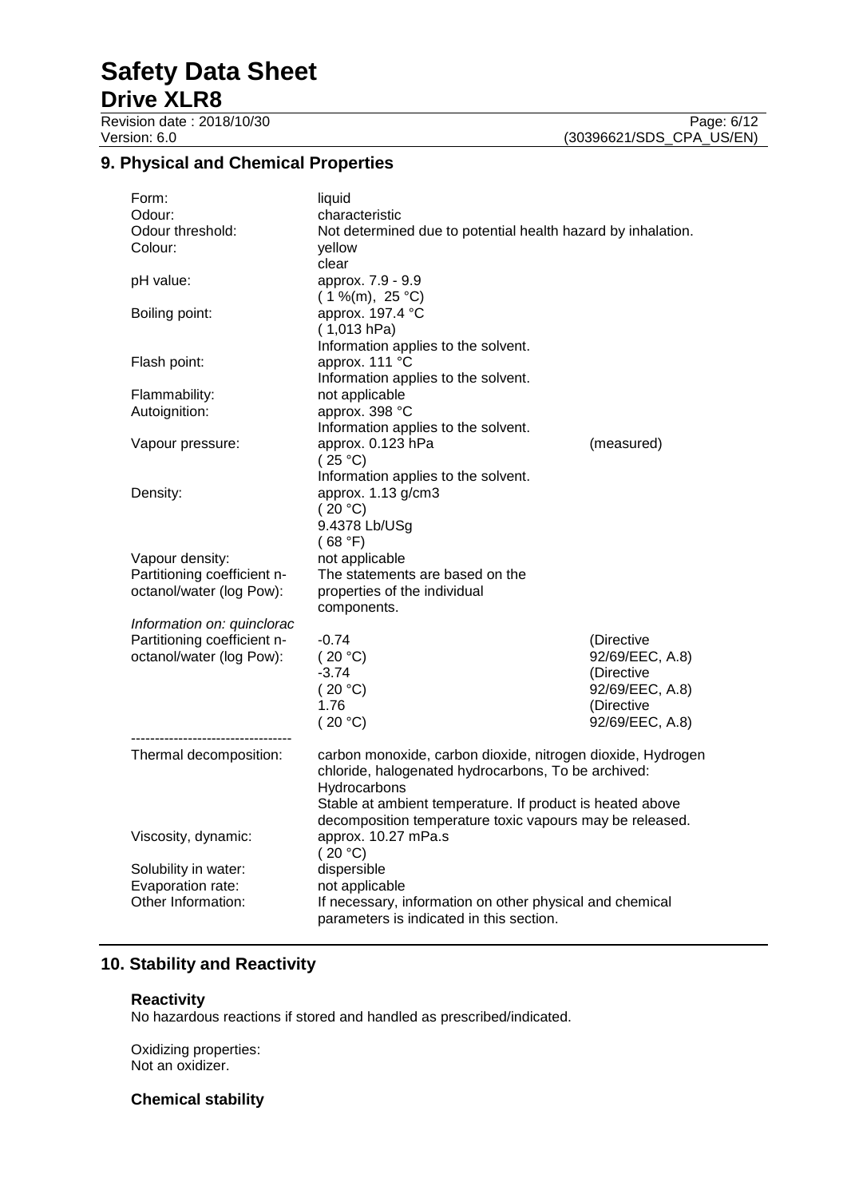## 9. Physical and Chemical Properties

| | | |
|---|---|---|
| Form: | liquid | |
| Odour: | characteristic | |
| Odour threshold: | Not determined due to potential health hazard by inhalation. | |
| Colour: | yellow<br>clear | |
| pH value: | approx. 7.9 - 9.9<br>( 1 %(m), 25 °C) | |
| Boiling point: | approx. 197.4 °C<br>( 1,013 hPa)<br>Information applies to the solvent. | |
| Flash point: | approx. 111 °C<br>Information applies to the solvent. | |
| Flammability: | not applicable | |
| Autoignition: | approx. 398 °C<br>Information applies to the solvent. | |
| Vapour pressure: | approx. 0.123 hPa<br>( 25 °C)<br>Information applies to the solvent. | (measured) |
| Density: | approx. 1.13 g/cm3<br>( 20 °C)<br>9.4378 Lb/USg<br>( 68 °F) | |
| Vapour density: | not applicable | |
| Partitioning coefficient n-octanol/water (log Pow): | The statements are based on the properties of the individual components. | |
| *Information on: quinclorac* | | |
| Partitioning coefficient n-octanol/water (log Pow): | -0.74<br>( 20 °C) | (Directive 92/69/EEC, A.8) |
| | -3.74<br>( 20 °C) | (Directive 92/69/EEC, A.8) |
| | 1.76<br>( 20 °C) | (Directive 92/69/EEC, A.8) |

----------------------------------

| | |
|---|---|
| Thermal decomposition: | carbon monoxide, carbon dioxide, nitrogen dioxide, Hydrogen chloride, halogenated hydrocarbons, To be archived: Hydrocarbons<br>Stable at ambient temperature. If product is heated above decomposition temperature toxic vapours may be released. |
| Viscosity, dynamic: | approx. 10.27 mPa.s<br>( 20 °C) |
| Solubility in water: | dispersible |
| Evaporation rate: | not applicable |
| Other Information: | If necessary, information on other physical and chemical parameters is indicated in this section. |

## 10. Stability and Reactivity

### Reactivity

No hazardous reactions if stored and handled as prescribed/indicated.

Oxidizing properties:
Not an oxidizer.

### Chemical stability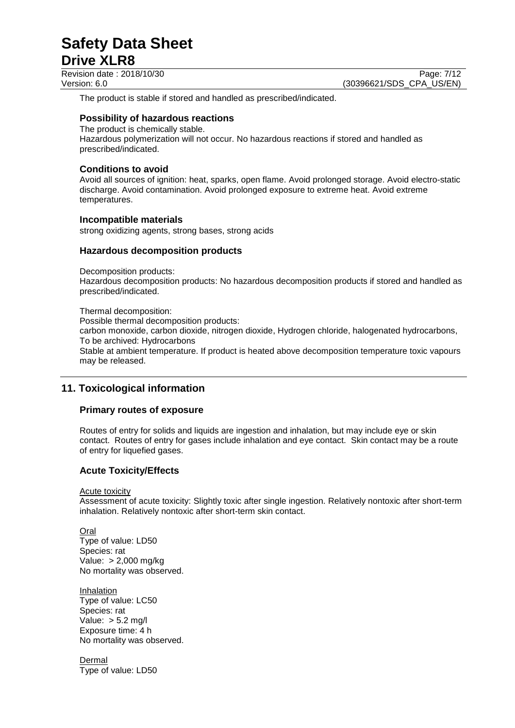The product is stable if stored and handled as prescribed/indicated.

### Possibility of hazardous reactions

The product is chemically stable.
Hazardous polymerization will not occur. No hazardous reactions if stored and handled as prescribed/indicated.

### Conditions to avoid

Avoid all sources of ignition: heat, sparks, open flame. Avoid prolonged storage. Avoid electro-static discharge. Avoid contamination. Avoid prolonged exposure to extreme heat. Avoid extreme temperatures.

### Incompatible materials

strong oxidizing agents, strong bases, strong acids

### Hazardous decomposition products

Decomposition products:
Hazardous decomposition products: No hazardous decomposition products if stored and handled as prescribed/indicated.

Thermal decomposition:
Possible thermal decomposition products:
carbon monoxide, carbon dioxide, nitrogen dioxide, Hydrogen chloride, halogenated hydrocarbons, To be archived: Hydrocarbons
Stable at ambient temperature. If product is heated above decomposition temperature toxic vapours may be released.

## 11. Toxicological information

### Primary routes of exposure

Routes of entry for solids and liquids are ingestion and inhalation, but may include eye or skin contact. Routes of entry for gases include inhalation and eye contact. Skin contact may be a route of entry for liquefied gases.

### Acute Toxicity/Effects

Acute toxicity
Assessment of acute toxicity: Slightly toxic after single ingestion. Relatively nontoxic after short-term inhalation. Relatively nontoxic after short-term skin contact.

Oral
Type of value: LD50
Species: rat
Value: > 2,000 mg/kg
No mortality was observed.

Inhalation
Type of value: LC50
Species: rat
Value: > 5.2 mg/l
Exposure time: 4 h
No mortality was observed.

Dermal
Type of value: LD50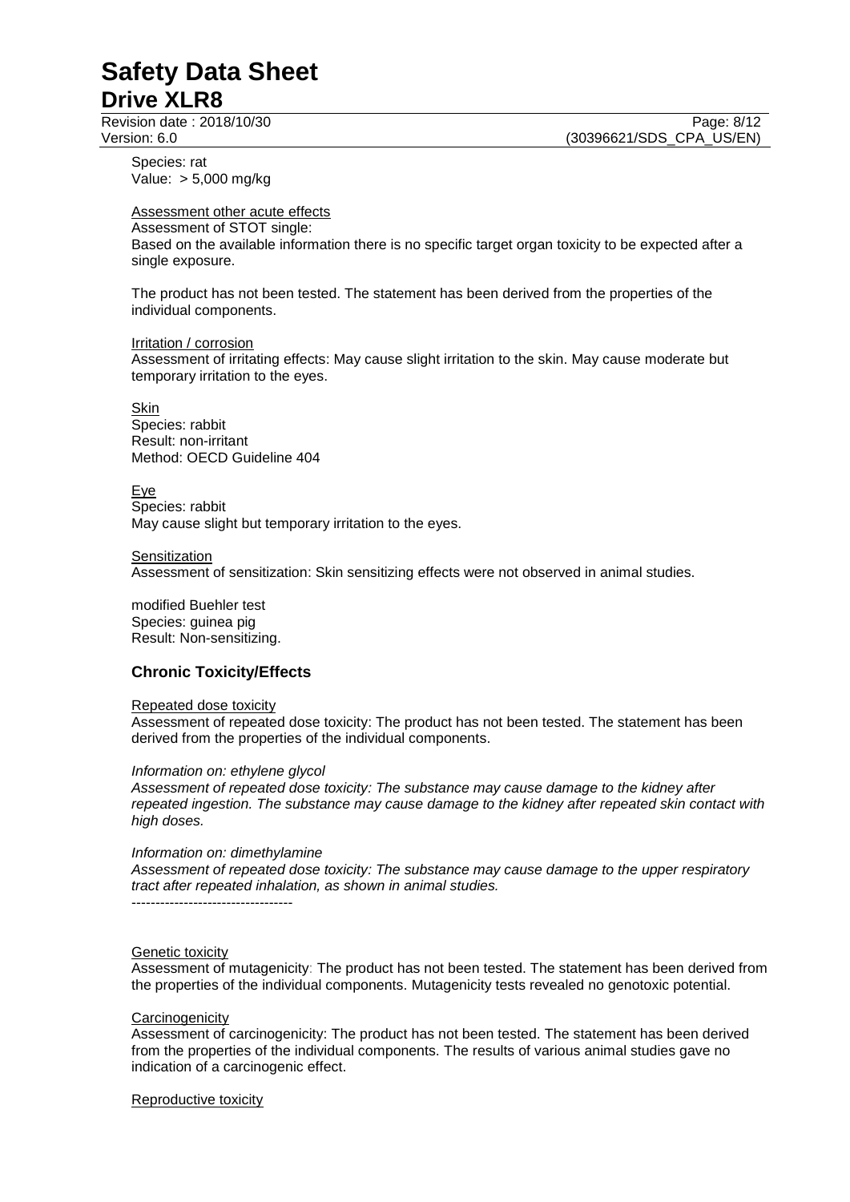Species: rat
Value: > 5,000 mg/kg

Assessment other acute effects
Assessment of STOT single:
Based on the available information there is no specific target organ toxicity to be expected after a single exposure.

The product has not been tested. The statement has been derived from the properties of the individual components.

Irritation / corrosion
Assessment of irritating effects: May cause slight irritation to the skin. May cause moderate but temporary irritation to the eyes.

Skin
Species: rabbit
Result: non-irritant
Method: OECD Guideline 404

Eye
Species: rabbit
May cause slight but temporary irritation to the eyes.

Sensitization
Assessment of sensitization: Skin sensitizing effects were not observed in animal studies.

modified Buehler test
Species: guinea pig
Result: Non-sensitizing.

## Chronic Toxicity/Effects

Repeated dose toxicity
Assessment of repeated dose toxicity: The product has not been tested. The statement has been derived from the properties of the individual components.

*Information on: ethylene glycol*
*Assessment of repeated dose toxicity: The substance may cause damage to the kidney after repeated ingestion. The substance may cause damage to the kidney after repeated skin contact with high doses.*

*Information on: dimethylamine*
*Assessment of repeated dose toxicity: The substance may cause damage to the upper respiratory tract after repeated inhalation, as shown in animal studies.*
----------------------------------

Genetic toxicity
Assessment of mutagenicity: The product has not been tested. The statement has been derived from the properties of the individual components. Mutagenicity tests revealed no genotoxic potential.

Carcinogenicity
Assessment of carcinogenicity: The product has not been tested. The statement has been derived from the properties of the individual components. The results of various animal studies gave no indication of a carcinogenic effect.

Reproductive toxicity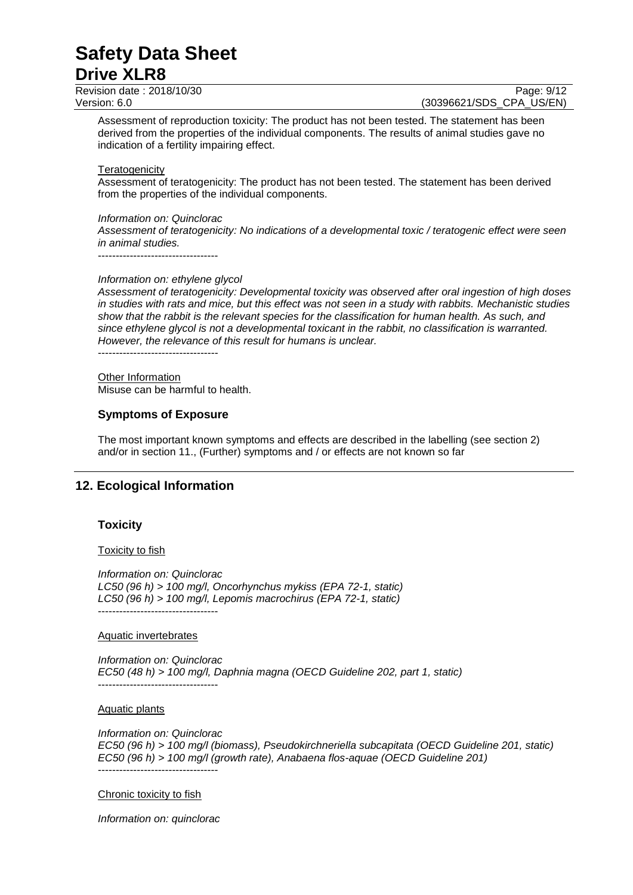Assessment of reproduction toxicity: The product has not been tested. The statement has been derived from the properties of the individual components. The results of animal studies gave no indication of a fertility impairing effect.

Teratogenicity

Assessment of teratogenicity: The product has not been tested. The statement has been derived from the properties of the individual components.

*Information on: Quinclorac*
*Assessment of teratogenicity: No indications of a developmental toxic / teratogenic effect were seen in animal studies.*
----------------------------------

*Information on: ethylene glycol*
*Assessment of teratogenicity: Developmental toxicity was observed after oral ingestion of high doses in studies with rats and mice, but this effect was not seen in a study with rabbits. Mechanistic studies show that the rabbit is the relevant species for the classification for human health. As such, and since ethylene glycol is not a developmental toxicant in the rabbit, no classification is warranted. However, the relevance of this result for humans is unclear.*
----------------------------------

Other Information

Misuse can be harmful to health.

### Symptoms of Exposure

The most important known symptoms and effects are described in the labelling (see section 2) and/or in section 11., (Further) symptoms and / or effects are not known so far

## 12. Ecological Information

### Toxicity

Toxicity to fish

*Information on: Quinclorac*
*LC50 (96 h) > 100 mg/l, Oncorhynchus mykiss (EPA 72-1, static)*
*LC50 (96 h) > 100 mg/l, Lepomis macrochirus (EPA 72-1, static)*
----------------------------------

Aquatic invertebrates

*Information on: Quinclorac*
*EC50 (48 h) > 100 mg/l, Daphnia magna (OECD Guideline 202, part 1, static)*
----------------------------------

Aquatic plants

*Information on: Quinclorac*
*EC50 (96 h) > 100 mg/l (biomass), Pseudokirchneriella subcapitata (OECD Guideline 201, static)*
*EC50 (96 h) > 100 mg/l (growth rate), Anabaena flos-aquae (OECD Guideline 201)*
----------------------------------

Chronic toxicity to fish

*Information on: quinclorac*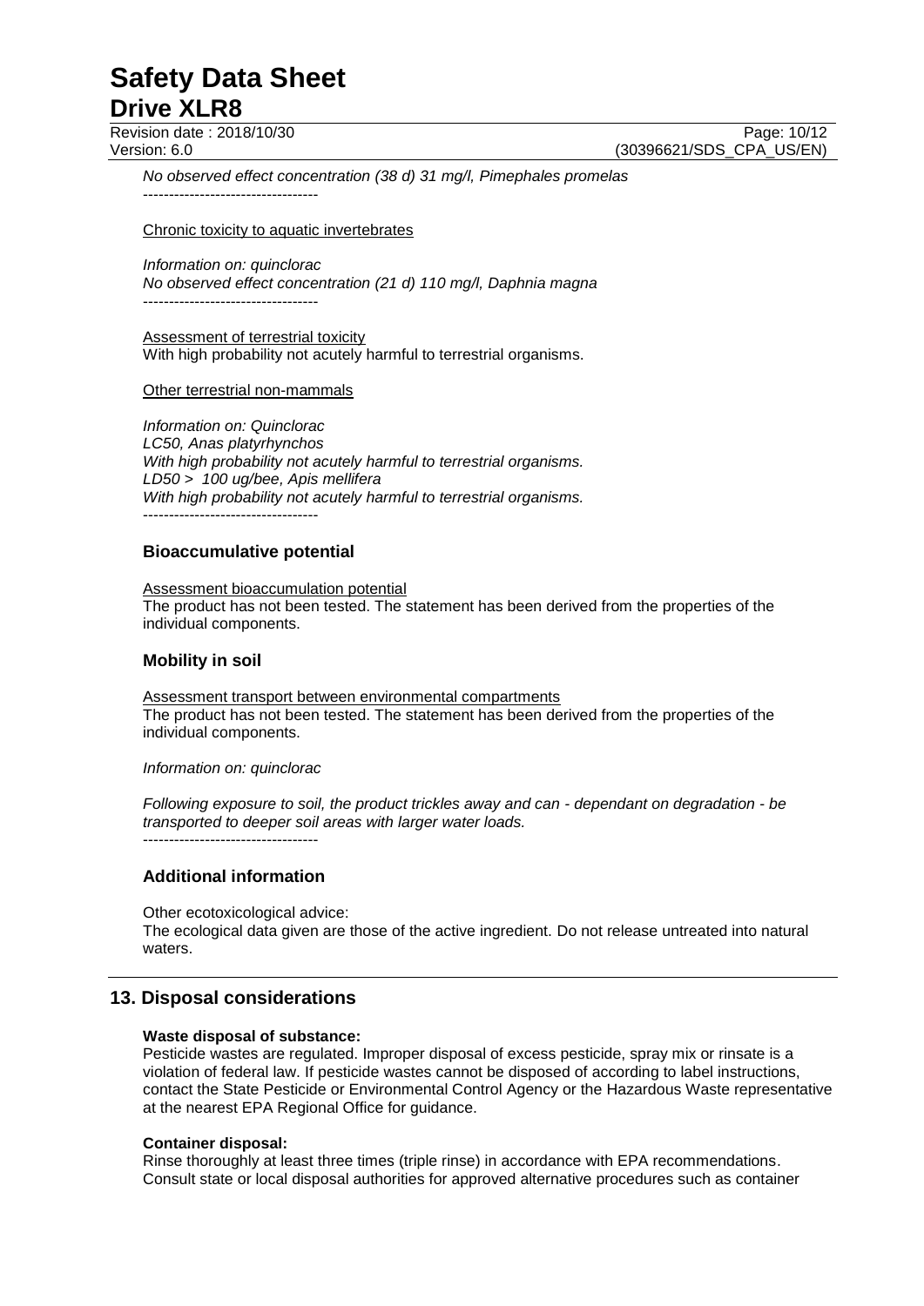*No observed effect concentration (38 d) 31 mg/l, Pimephales promelas*

----------------------------------

Chronic toxicity to aquatic invertebrates

*Information on: quinclorac*
*No observed effect concentration (21 d) 110 mg/l, Daphnia magna*

----------------------------------

Assessment of terrestrial toxicity
With high probability not acutely harmful to terrestrial organisms.

Other terrestrial non-mammals

*Information on: Quinclorac*
*LC50, Anas platyrhynchos*
*With high probability not acutely harmful to terrestrial organisms.*
*LD50 > 100 ug/bee, Apis mellifera*
*With high probability not acutely harmful to terrestrial organisms.*

----------------------------------

### Bioaccumulative potential

Assessment bioaccumulation potential
The product has not been tested. The statement has been derived from the properties of the individual components.

### Mobility in soil

Assessment transport between environmental compartments
The product has not been tested. The statement has been derived from the properties of the individual components.

*Information on: quinclorac*

*Following exposure to soil, the product trickles away and can - dependant on degradation - be transported to deeper soil areas with larger water loads.*

----------------------------------

### Additional information

Other ecotoxicological advice:
The ecological data given are those of the active ingredient. Do not release untreated into natural waters.

## 13. Disposal considerations

**Waste disposal of substance:**
Pesticide wastes are regulated. Improper disposal of excess pesticide, spray mix or rinsate is a violation of federal law. If pesticide wastes cannot be disposed of according to label instructions, contact the State Pesticide or Environmental Control Agency or the Hazardous Waste representative at the nearest EPA Regional Office for guidance.

**Container disposal:**
Rinse thoroughly at least three times (triple rinse) in accordance with EPA recommendations. Consult state or local disposal authorities for approved alternative procedures such as container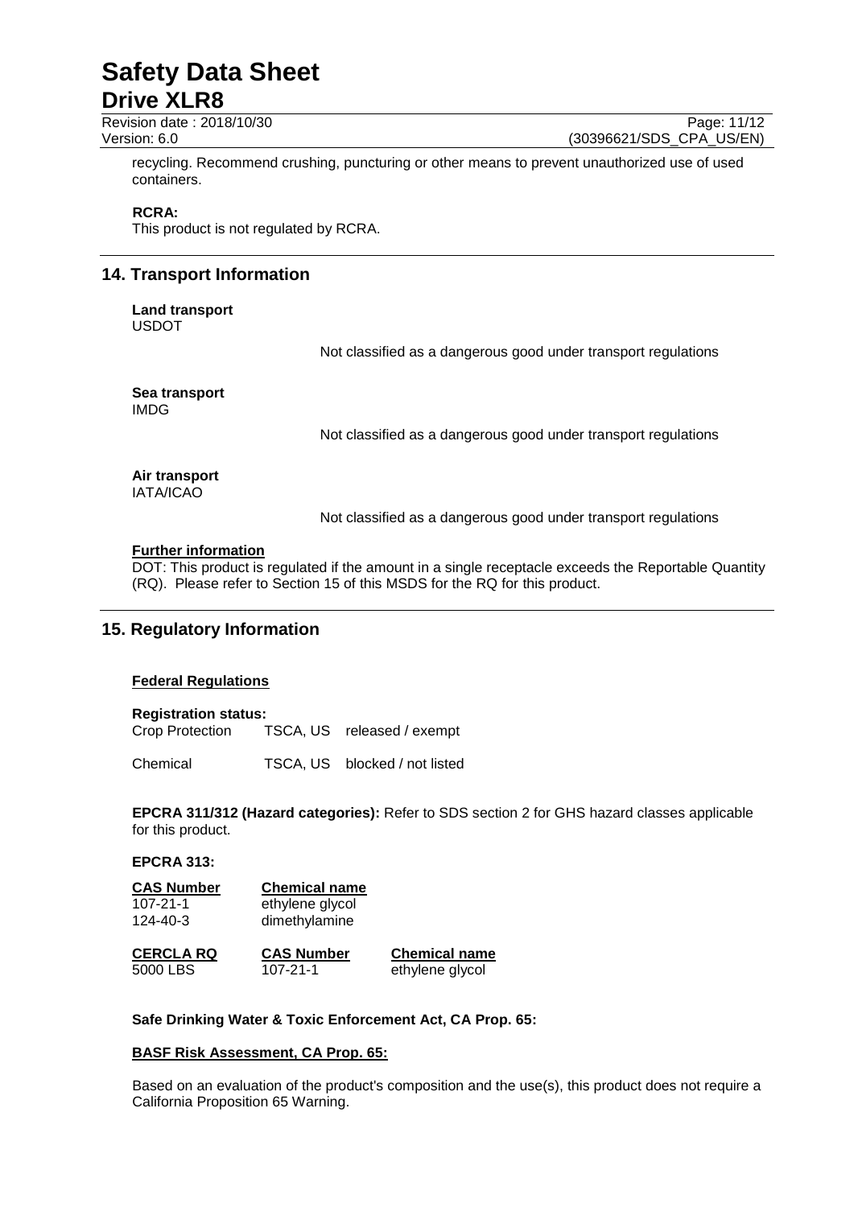recycling. Recommend crushing, puncturing or other means to prevent unauthorized use of used containers.

**RCRA:**
This product is not regulated by RCRA.

## 14. Transport Information

**Land transport**
USDOT

Not classified as a dangerous good under transport regulations

**Sea transport**
IMDG

Not classified as a dangerous good under transport regulations

**Air transport**
IATA/ICAO

Not classified as a dangerous good under transport regulations

**Further information**
DOT: This product is regulated if the amount in a single receptacle exceeds the Reportable Quantity (RQ). Please refer to Section 15 of this MSDS for the RQ for this product.

## 15. Regulatory Information

**Federal Regulations**

**Registration status:**

| | | |
|---|---|---|
| Crop Protection | TSCA, US | released / exempt |
| Chemical | TSCA, US | blocked / not listed |

**EPCRA 311/312 (Hazard categories):** Refer to SDS section 2 for GHS hazard classes applicable for this product.

**EPCRA 313:**

| CAS Number | Chemical name |
|---|---|
| 107-21-1 | ethylene glycol |
| 124-40-3 | dimethylamine |

| CERCLA RQ | CAS Number | Chemical name |
|---|---|---|
| 5000 LBS | 107-21-1 | ethylene glycol |

**Safe Drinking Water & Toxic Enforcement Act, CA Prop. 65:**

**BASF Risk Assessment, CA Prop. 65:**

Based on an evaluation of the product's composition and the use(s), this product does not require a California Proposition 65 Warning.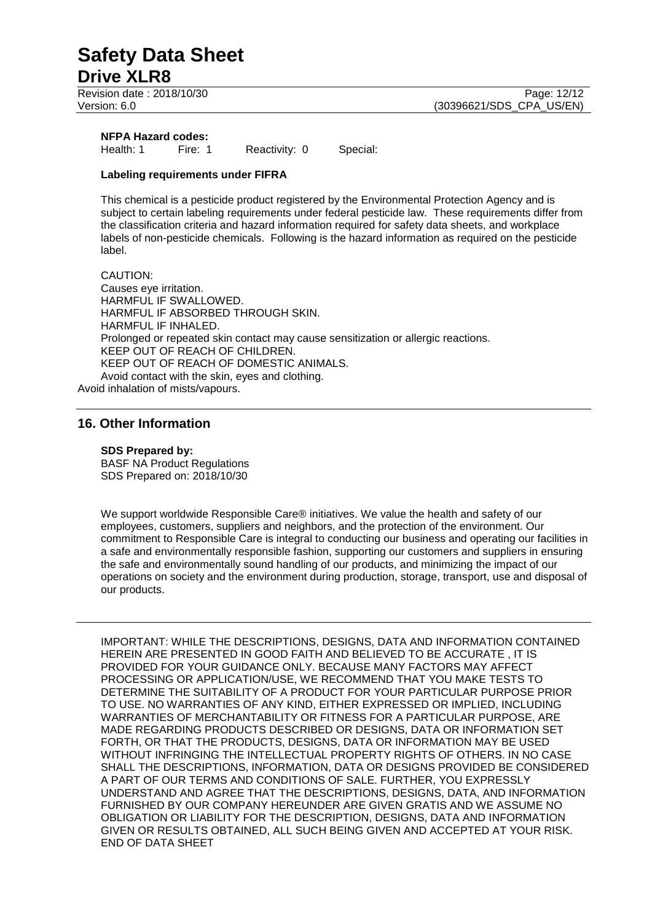**NFPA Hazard codes:**

Health: 1 Fire: 1 Reactivity: 0 Special:

**Labeling requirements under FIFRA**

This chemical is a pesticide product registered by the Environmental Protection Agency and is subject to certain labeling requirements under federal pesticide law. These requirements differ from the classification criteria and hazard information required for safety data sheets, and workplace labels of non-pesticide chemicals. Following is the hazard information as required on the pesticide label.

CAUTION:
Causes eye irritation.
HARMFUL IF SWALLOWED.
HARMFUL IF ABSORBED THROUGH SKIN.
HARMFUL IF INHALED.
Prolonged or repeated skin contact may cause sensitization or allergic reactions.
KEEP OUT OF REACH OF CHILDREN.
KEEP OUT OF REACH OF DOMESTIC ANIMALS.
Avoid contact with the skin, eyes and clothing.
Avoid inhalation of mists/vapours.

## 16. Other Information

**SDS Prepared by:**
BASF NA Product Regulations
SDS Prepared on: 2018/10/30

We support worldwide Responsible Care® initiatives. We value the health and safety of our employees, customers, suppliers and neighbors, and the protection of the environment. Our commitment to Responsible Care is integral to conducting our business and operating our facilities in a safe and environmentally responsible fashion, supporting our customers and suppliers in ensuring the safe and environmentally sound handling of our products, and minimizing the impact of our operations on society and the environment during production, storage, transport, use and disposal of our products.

IMPORTANT: WHILE THE DESCRIPTIONS, DESIGNS, DATA AND INFORMATION CONTAINED HEREIN ARE PRESENTED IN GOOD FAITH AND BELIEVED TO BE ACCURATE , IT IS PROVIDED FOR YOUR GUIDANCE ONLY. BECAUSE MANY FACTORS MAY AFFECT PROCESSING OR APPLICATION/USE, WE RECOMMEND THAT YOU MAKE TESTS TO DETERMINE THE SUITABILITY OF A PRODUCT FOR YOUR PARTICULAR PURPOSE PRIOR TO USE. NO WARRANTIES OF ANY KIND, EITHER EXPRESSED OR IMPLIED, INCLUDING WARRANTIES OF MERCHANTABILITY OR FITNESS FOR A PARTICULAR PURPOSE, ARE MADE REGARDING PRODUCTS DESCRIBED OR DESIGNS, DATA OR INFORMATION SET FORTH, OR THAT THE PRODUCTS, DESIGNS, DATA OR INFORMATION MAY BE USED WITHOUT INFRINGING THE INTELLECTUAL PROPERTY RIGHTS OF OTHERS. IN NO CASE SHALL THE DESCRIPTIONS, INFORMATION, DATA OR DESIGNS PROVIDED BE CONSIDERED A PART OF OUR TERMS AND CONDITIONS OF SALE. FURTHER, YOU EXPRESSLY UNDERSTAND AND AGREE THAT THE DESCRIPTIONS, DESIGNS, DATA, AND INFORMATION FURNISHED BY OUR COMPANY HEREUNDER ARE GIVEN GRATIS AND WE ASSUME NO OBLIGATION OR LIABILITY FOR THE DESCRIPTION, DESIGNS, DATA AND INFORMATION GIVEN OR RESULTS OBTAINED, ALL SUCH BEING GIVEN AND ACCEPTED AT YOUR RISK.
END OF DATA SHEET